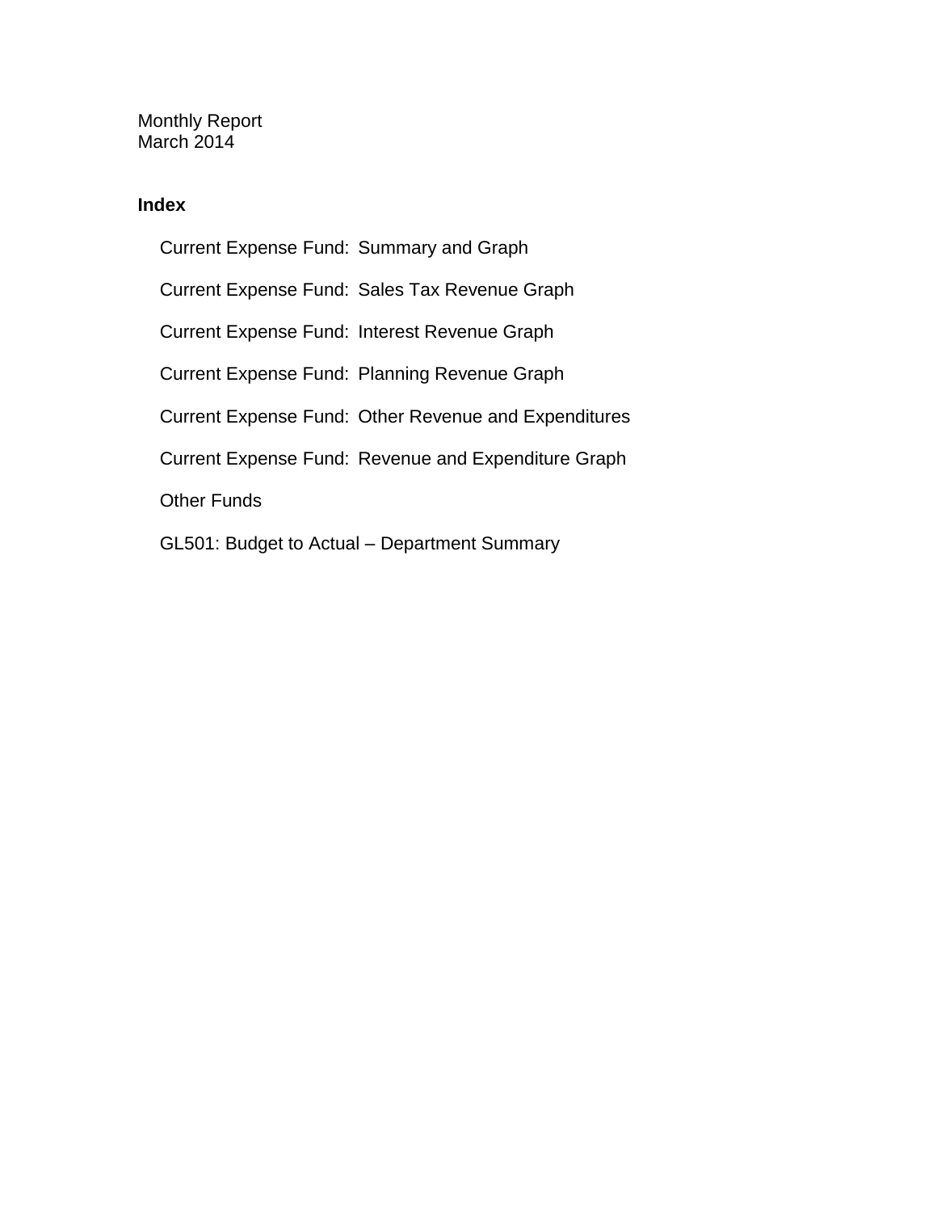Monthly Report
March 2014

**Index**

- Current Expense Fund: Summary and Graph
- Current Expense Fund: Sales Tax Revenue Graph
- Current Expense Fund: Interest Revenue Graph
- Current Expense Fund: Planning Revenue Graph
- Current Expense Fund: Other Revenue and Expenditures
- Current Expense Fund: Revenue and Expenditure Graph
- Other Funds
- GL501: Budget to Actual – Department Summary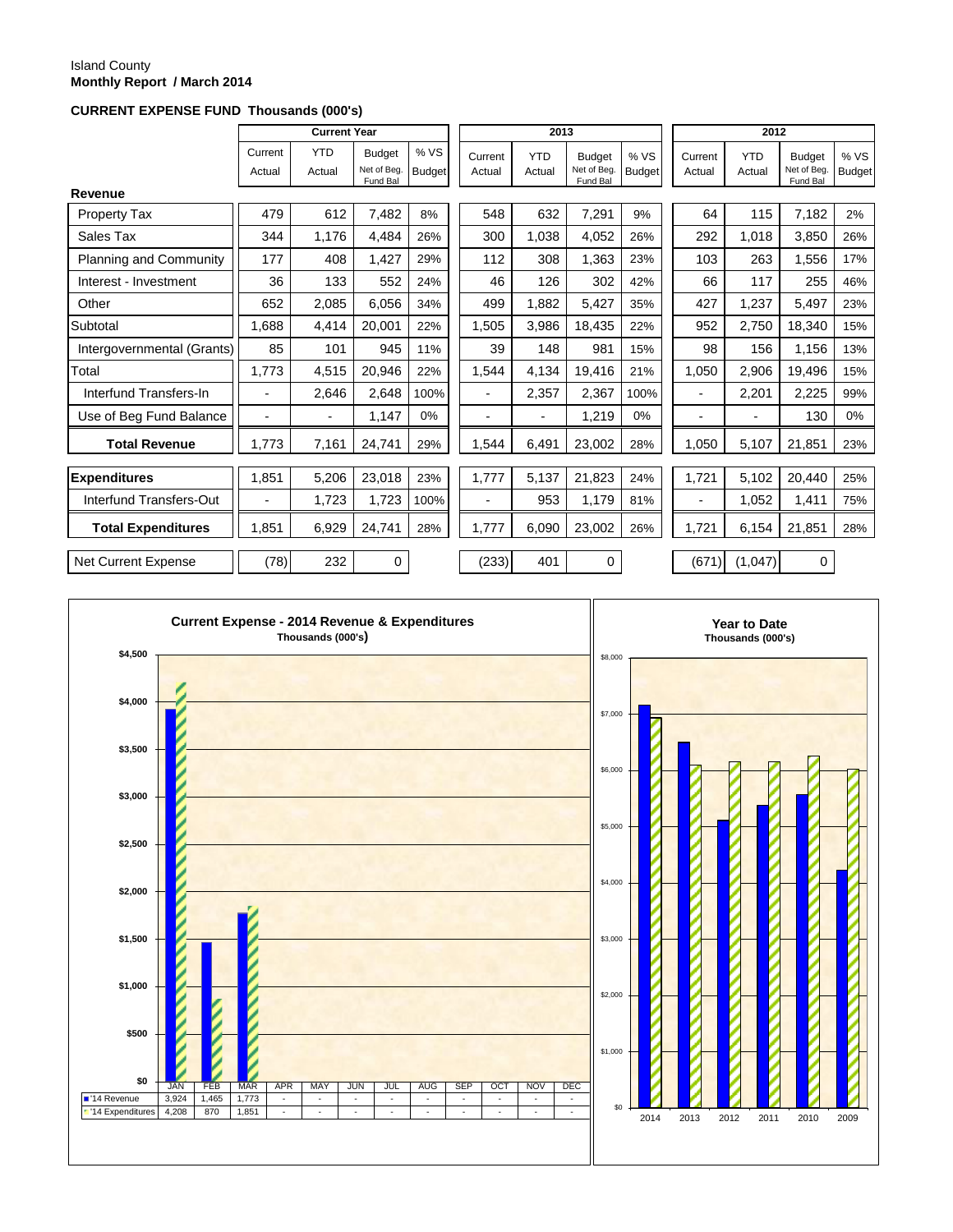Island County
**Monthly Report / March 2014**

**CURRENT EXPENSE FUND Thousands (000's)**

| | Current Year | | | | 2013 | | | | 2012 | | | |
|---|---|---|---|---|---|---|---|---|---|---|---|---|
| | Current Actual | YTD Actual | Budget Net of Beg. Fund Bal | % VS Budget | Current Actual | YTD Actual | Budget Net of Beg. Fund Bal | % VS Budget | Current Actual | YTD Actual | Budget Net of Beg. Fund Bal | % VS Budget |
| **Revenue** | | | | | | | | | | | | |
| Property Tax | 479 | 612 | 7,482 | 8% | 548 | 632 | 7,291 | 9% | 64 | 115 | 7,182 | 2% |
| Sales Tax | 344 | 1,176 | 4,484 | 26% | 300 | 1,038 | 4,052 | 26% | 292 | 1,018 | 3,850 | 26% |
| Planning and Community | 177 | 408 | 1,427 | 29% | 112 | 308 | 1,363 | 23% | 103 | 263 | 1,556 | 17% |
| Interest - Investment | 36 | 133 | 552 | 24% | 46 | 126 | 302 | 42% | 66 | 117 | 255 | 46% |
| Other | 652 | 2,085 | 6,056 | 34% | 499 | 1,882 | 5,427 | 35% | 427 | 1,237 | 5,497 | 23% |
| Subtotal | 1,688 | 4,414 | 20,001 | 22% | 1,505 | 3,986 | 18,435 | 22% | 952 | 2,750 | 18,340 | 15% |
| Intergovernmental (Grants) | 85 | 101 | 945 | 11% | 39 | 148 | 981 | 15% | 98 | 156 | 1,156 | 13% |
| Total | 1,773 | 4,515 | 20,946 | 22% | 1,544 | 4,134 | 19,416 | 21% | 1,050 | 2,906 | 19,496 | 15% |
| Interfund Transfers-In | - | 2,646 | 2,648 | 100% | - | 2,357 | 2,367 | 100% | - | 2,201 | 2,225 | 99% |
| Use of Beg Fund Balance | - | - | 1,147 | 0% | - | - | 1,219 | 0% | - | - | 130 | 0% |
| **Total Revenue** | 1,773 | 7,161 | 24,741 | 29% | 1,544 | 6,491 | 23,002 | 28% | 1,050 | 5,107 | 21,851 | 23% |
| **Expenditures** | 1,851 | 5,206 | 23,018 | 23% | 1,777 | 5,137 | 21,823 | 24% | 1,721 | 5,102 | 20,440 | 25% |
| Interfund Transfers-Out | - | 1,723 | 1,723 | 100% | - | 953 | 1,179 | 81% | - | 1,052 | 1,411 | 75% |
| **Total Expenditures** | 1,851 | 6,929 | 24,741 | 28% | 1,777 | 6,090 | 23,002 | 26% | 1,721 | 6,154 | 21,851 | 28% |
| Net Current Expense | (78) | 232 | 0 | | (233) | 401 | 0 | | (671) | (1,047) | 0 | |

**Current Expense - 2014 Revenue & Expenditures**
Thousands (000's)

| | JAN | FEB | MAR | APR | MAY | JUN | JUL | AUG | SEP | OCT | NOV | DEC |
|---|---|---|---|---|---|---|---|---|---|---|---|---|
| '14 Revenue | 3,924 | 1,465 | 1,773 | - | - | - | - | - | - | - | - | - |
| '14 Expenditures | 4,208 | 870 | 1,851 | - | - | - | - | - | - | - | - | - |

**Year to Date**
Thousands (000's)

2014 2013 2012 2011 2010 2009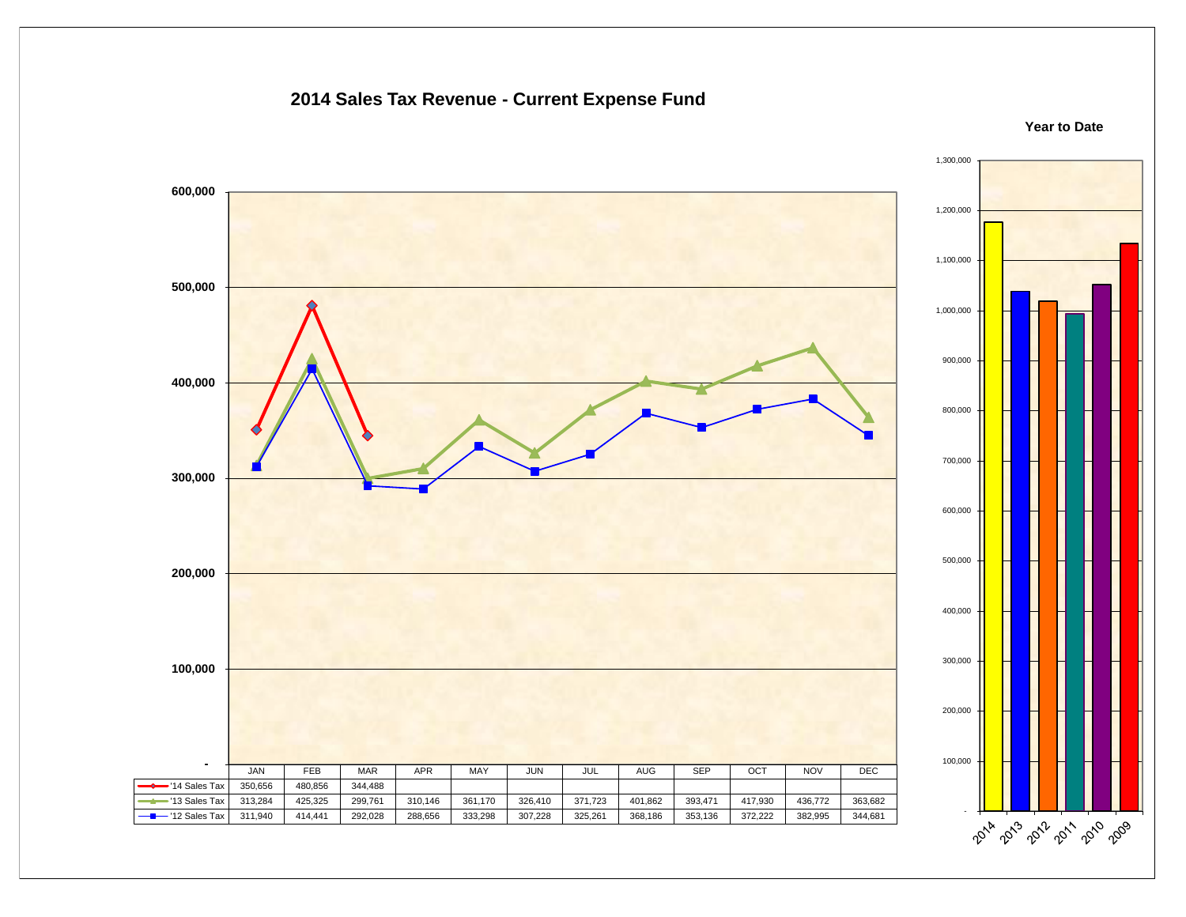# 2014 Sales Tax Revenue - Current Expense Fund

| | JAN | FEB | MAR | APR | MAY | JUN | JUL | AUG | SEP | OCT | NOV | DEC |
|---|---|---|---|---|---|---|---|---|---|---|---|---|
| '14 Sales Tax | 350,656 | 480,856 | 344,488 | | | | | | | | | |
| '13 Sales Tax | 313,284 | 425,325 | 299,761 | 310,146 | 361,170 | 326,410 | 371,723 | 401,862 | 393,471 | 417,930 | 436,772 | 363,682 |
| '12 Sales Tax | 311,940 | 414,441 | 292,028 | 288,656 | 333,298 | 307,228 | 325,261 | 368,186 | 353,136 | 372,222 | 382,995 | 344,681 |

## Year to Date

Bar chart of year-to-date totals for 2014, 2013, 2012, 2011, 2010, 2009.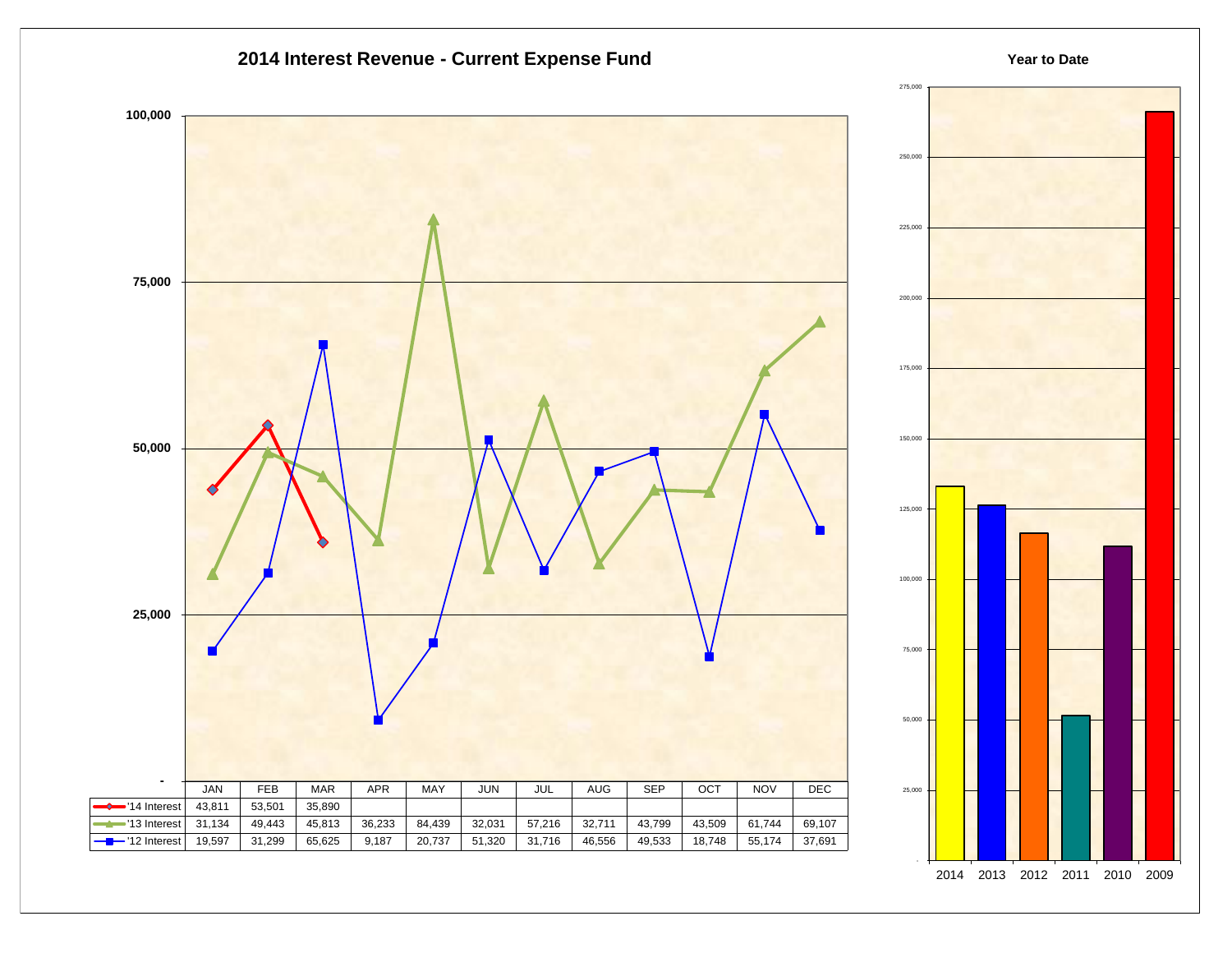## 2014 Interest Revenue - Current Expense Fund

| | JAN | FEB | MAR | APR | MAY | JUN | JUL | AUG | SEP | OCT | NOV | DEC |
|---|---|---|---|---|---|---|---|---|---|---|---|---|
| '14 Interest | 43,811 | 53,501 | 35,890 | | | | | | | | | |
| '13 Interest | 31,134 | 49,443 | 45,813 | 36,233 | 84,439 | 32,031 | 57,216 | 32,711 | 43,799 | 43,509 | 61,744 | 69,107 |
| '12 Interest | 19,597 | 31,299 | 65,625 | 9,187 | 20,737 | 51,320 | 31,716 | 46,556 | 49,533 | 18,748 | 55,174 | 37,691 |

### Year to Date

2014 2013 2012 2011 2010 2009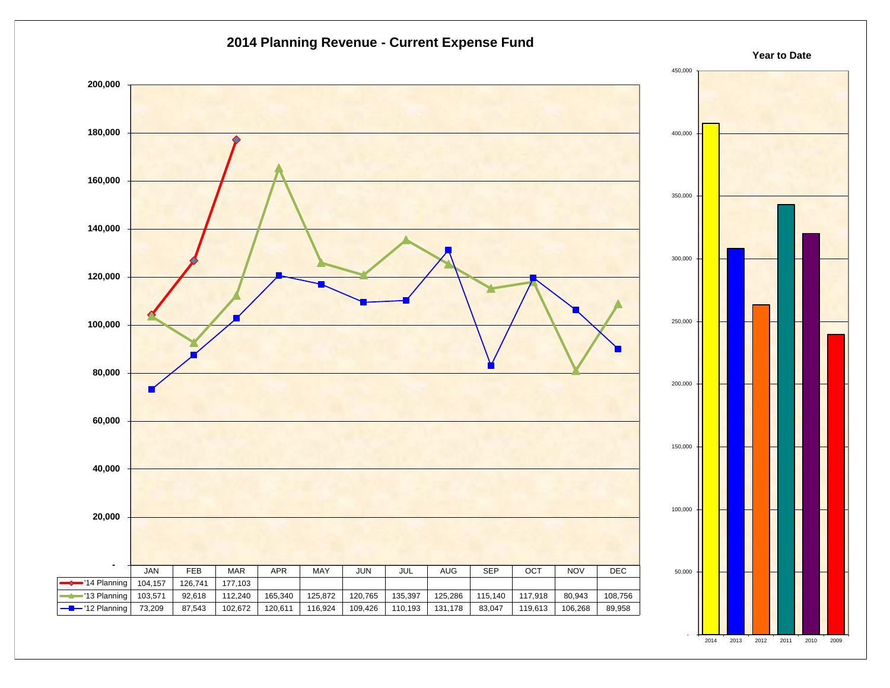# 2014 Planning Revenue - Current Expense Fund

| | JAN | FEB | MAR | APR | MAY | JUN | JUL | AUG | SEP | OCT | NOV | DEC |
|---|---|---|---|---|---|---|---|---|---|---|---|---|
| '14 Planning | 104,157 | 126,741 | 177,103 | | | | | | | | | |
| '13 Planning | 103,571 | 92,618 | 112,240 | 165,340 | 125,872 | 120,765 | 135,397 | 125,286 | 115,140 | 117,918 | 80,943 | 108,756 |
| '12 Planning | 73,209 | 87,543 | 102,672 | 120,611 | 116,924 | 109,426 | 110,193 | 131,178 | 83,047 | 119,613 | 106,268 | 89,958 |

**Year to Date**

2014, 2013, 2012, 2011, 2010, 2009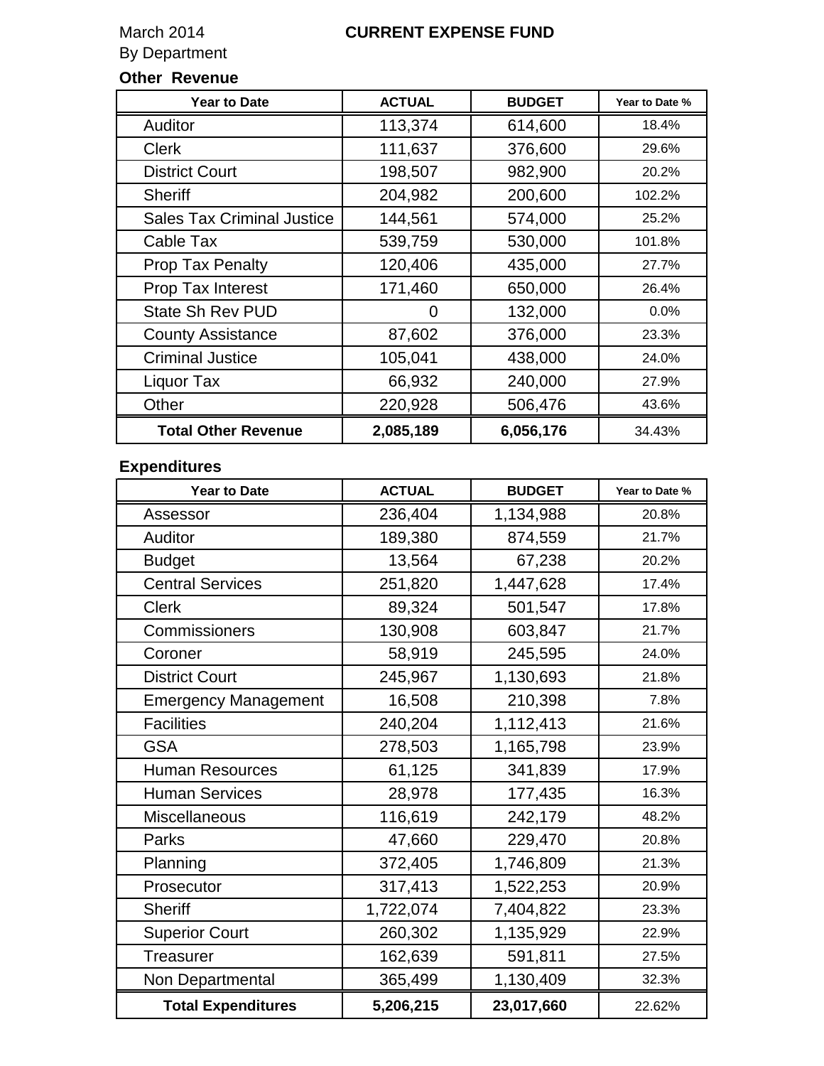March 2014 **CURRENT EXPENSE FUND**

By Department

### Other Revenue

| Year to Date | ACTUAL | BUDGET | Year to Date % |
|---|---|---|---|
| Auditor | 113,374 | 614,600 | 18.4% |
| Clerk | 111,637 | 376,600 | 29.6% |
| District Court | 198,507 | 982,900 | 20.2% |
| Sheriff | 204,982 | 200,600 | 102.2% |
| Sales Tax Criminal Justice | 144,561 | 574,000 | 25.2% |
| Cable Tax | 539,759 | 530,000 | 101.8% |
| Prop Tax Penalty | 120,406 | 435,000 | 27.7% |
| Prop Tax Interest | 171,460 | 650,000 | 26.4% |
| State Sh Rev PUD | 0 | 132,000 | 0.0% |
| County Assistance | 87,602 | 376,000 | 23.3% |
| Criminal Justice | 105,041 | 438,000 | 24.0% |
| Liquor Tax | 66,932 | 240,000 | 27.9% |
| Other | 220,928 | 506,476 | 43.6% |
| **Total Other Revenue** | **2,085,189** | **6,056,176** | 34.43% |

### Expenditures

| Year to Date | ACTUAL | BUDGET | Year to Date % |
|---|---|---|---|
| Assessor | 236,404 | 1,134,988 | 20.8% |
| Auditor | 189,380 | 874,559 | 21.7% |
| Budget | 13,564 | 67,238 | 20.2% |
| Central Services | 251,820 | 1,447,628 | 17.4% |
| Clerk | 89,324 | 501,547 | 17.8% |
| Commissioners | 130,908 | 603,847 | 21.7% |
| Coroner | 58,919 | 245,595 | 24.0% |
| District Court | 245,967 | 1,130,693 | 21.8% |
| Emergency Management | 16,508 | 210,398 | 7.8% |
| Facilities | 240,204 | 1,112,413 | 21.6% |
| GSA | 278,503 | 1,165,798 | 23.9% |
| Human Resources | 61,125 | 341,839 | 17.9% |
| Human Services | 28,978 | 177,435 | 16.3% |
| Miscellaneous | 116,619 | 242,179 | 48.2% |
| Parks | 47,660 | 229,470 | 20.8% |
| Planning | 372,405 | 1,746,809 | 21.3% |
| Prosecutor | 317,413 | 1,522,253 | 20.9% |
| Sheriff | 1,722,074 | 7,404,822 | 23.3% |
| Superior Court | 260,302 | 1,135,929 | 22.9% |
| Treasurer | 162,639 | 591,811 | 27.5% |
| Non Departmental | 365,499 | 1,130,409 | 32.3% |
| **Total Expenditures** | **5,206,215** | **23,017,660** | 22.62% |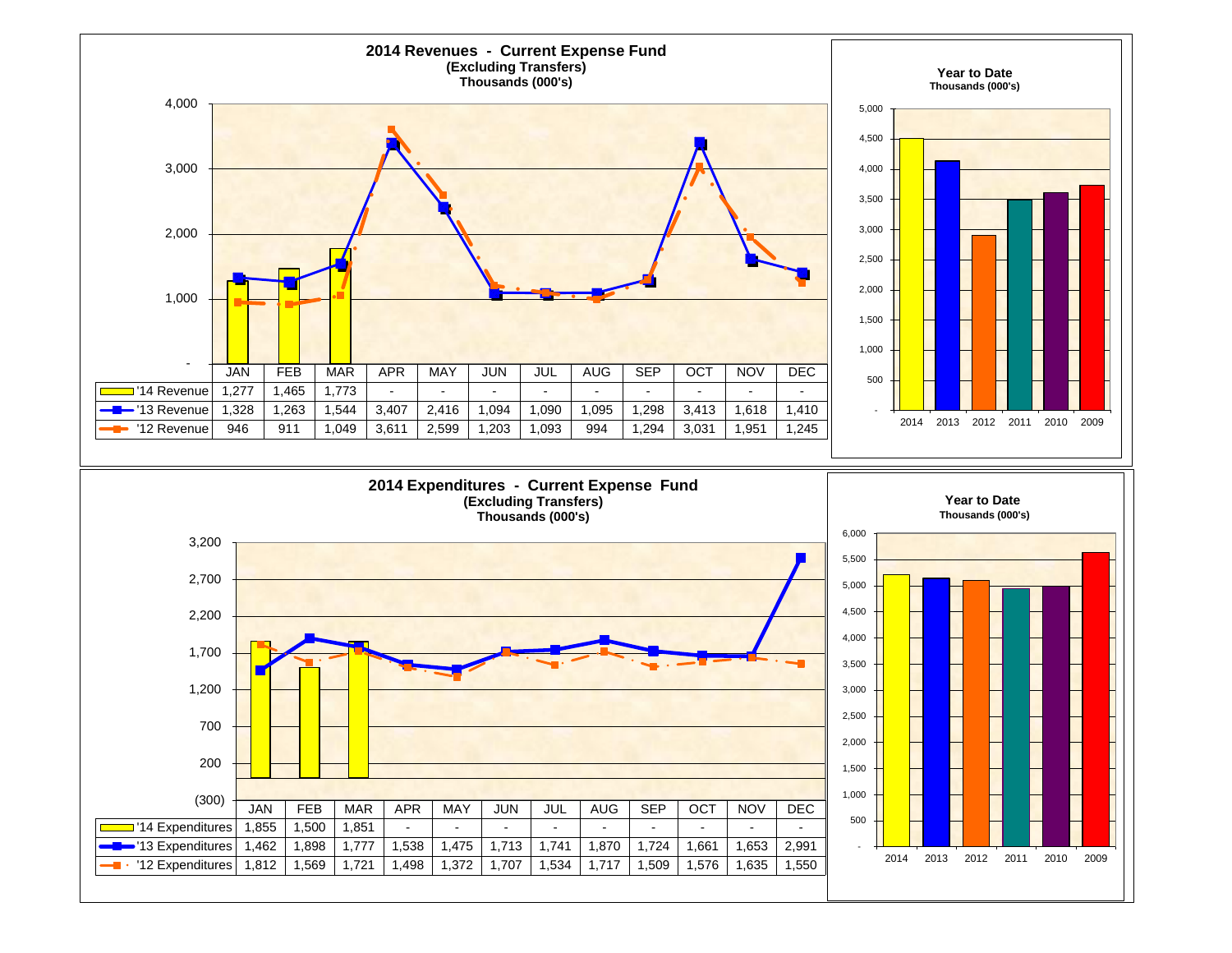## 2014 Revenues - Current Expense Fund
**(Excluding Transfers)**
**Thousands (000's)**

| | JAN | FEB | MAR | APR | MAY | JUN | JUL | AUG | SEP | OCT | NOV | DEC |
|---|---|---|---|---|---|---|---|---|---|---|---|---|
| '14 Revenue | 1,277 | 1,465 | 1,773 | - | - | - | - | - | - | - | - | - |
| '13 Revenue | 1,328 | 1,263 | 1,544 | 3,407 | 2,416 | 1,094 | 1,090 | 1,095 | 1,298 | 3,413 | 1,618 | 1,410 |
| '12 Revenue | 946 | 911 | 1,049 | 3,611 | 2,599 | 1,203 | 1,093 | 994 | 1,294 | 3,031 | 1,951 | 1,245 |

### Year to Date
**Thousands (000's)**

Years: 2014, 2013, 2012, 2011, 2010, 2009

## 2014 Expenditures - Current Expense Fund
**(Excluding Transfers)**
**Thousands (000's)**

| | JAN | FEB | MAR | APR | MAY | JUN | JUL | AUG | SEP | OCT | NOV | DEC |
|---|---|---|---|---|---|---|---|---|---|---|---|---|
| '14 Expenditures | 1,855 | 1,500 | 1,851 | - | - | - | - | - | - | - | - | - |
| '13 Expenditures | 1,462 | 1,898 | 1,777 | 1,538 | 1,475 | 1,713 | 1,741 | 1,870 | 1,724 | 1,661 | 1,653 | 2,991 |
| '12 Expenditures | 1,812 | 1,569 | 1,721 | 1,498 | 1,372 | 1,707 | 1,534 | 1,717 | 1,509 | 1,576 | 1,635 | 1,550 |

### Year to Date
**Thousands (000's)**

Years: 2014, 2013, 2012, 2011, 2010, 2009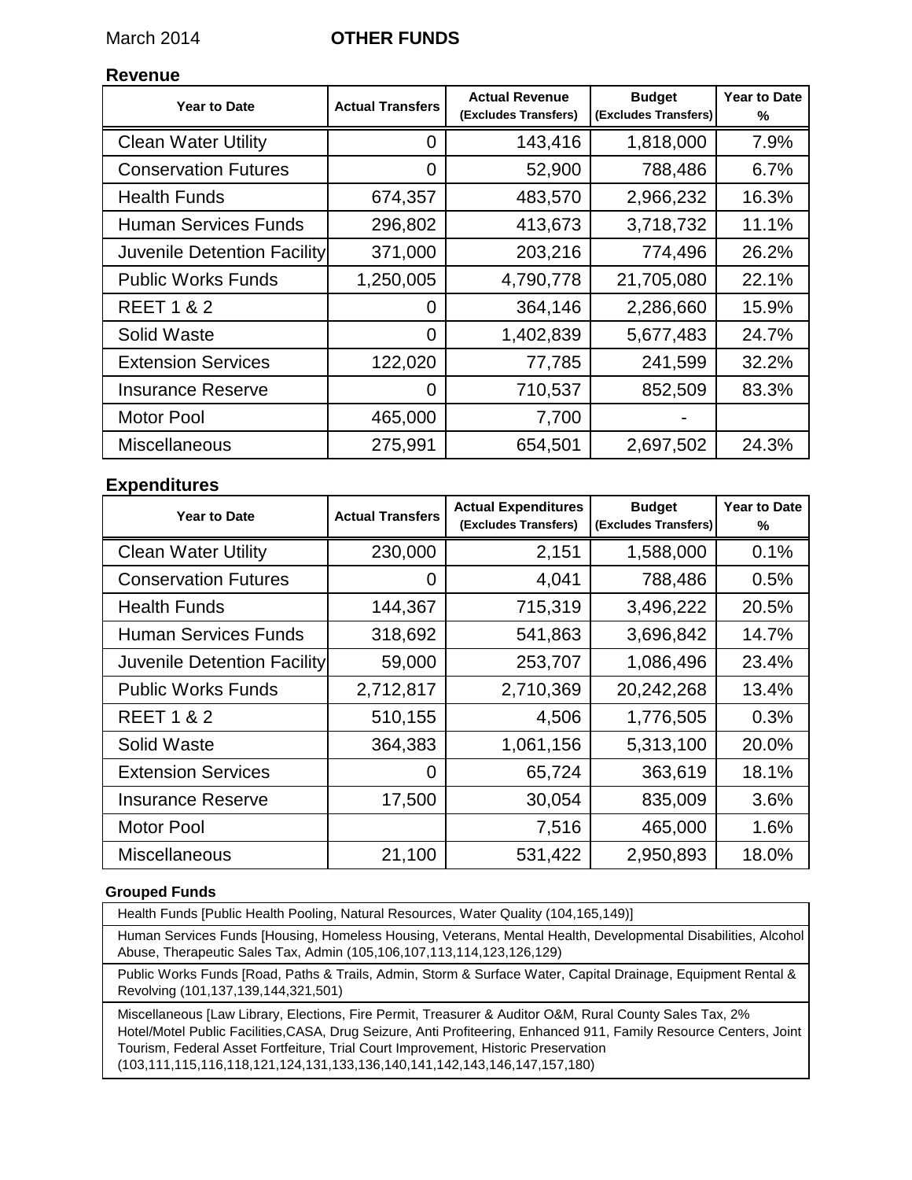March 2014 **OTHER FUNDS**

## Revenue

| Year to Date | Actual Transfers | Actual Revenue (Excludes Transfers) | Budget (Excludes Transfers) | Year to Date % |
|---|---|---|---|---|
| Clean Water Utility | 0 | 143,416 | 1,818,000 | 7.9% |
| Conservation Futures | 0 | 52,900 | 788,486 | 6.7% |
| Health Funds | 674,357 | 483,570 | 2,966,232 | 16.3% |
| Human Services Funds | 296,802 | 413,673 | 3,718,732 | 11.1% |
| Juvenile Detention Facility | 371,000 | 203,216 | 774,496 | 26.2% |
| Public Works Funds | 1,250,005 | 4,790,778 | 21,705,080 | 22.1% |
| REET 1 & 2 | 0 | 364,146 | 2,286,660 | 15.9% |
| Solid Waste | 0 | 1,402,839 | 5,677,483 | 24.7% |
| Extension Services | 122,020 | 77,785 | 241,599 | 32.2% |
| Insurance Reserve | 0 | 710,537 | 852,509 | 83.3% |
| Motor Pool | 465,000 | 7,700 | - | |
| Miscellaneous | 275,991 | 654,501 | 2,697,502 | 24.3% |

## Expenditures

| Year to Date | Actual Transfers | Actual Expenditures (Excludes Transfers) | Budget (Excludes Transfers) | Year to Date % |
|---|---|---|---|---|
| Clean Water Utility | 230,000 | 2,151 | 1,588,000 | 0.1% |
| Conservation Futures | 0 | 4,041 | 788,486 | 0.5% |
| Health Funds | 144,367 | 715,319 | 3,496,222 | 20.5% |
| Human Services Funds | 318,692 | 541,863 | 3,696,842 | 14.7% |
| Juvenile Detention Facility | 59,000 | 253,707 | 1,086,496 | 23.4% |
| Public Works Funds | 2,712,817 | 2,710,369 | 20,242,268 | 13.4% |
| REET 1 & 2 | 510,155 | 4,506 | 1,776,505 | 0.3% |
| Solid Waste | 364,383 | 1,061,156 | 5,313,100 | 20.0% |
| Extension Services | 0 | 65,724 | 363,619 | 18.1% |
| Insurance Reserve | 17,500 | 30,054 | 835,009 | 3.6% |
| Motor Pool | | 7,516 | 465,000 | 1.6% |
| Miscellaneous | 21,100 | 531,422 | 2,950,893 | 18.0% |

**Grouped Funds**

Health Funds [Public Health Pooling, Natural Resources, Water Quality (104,165,149)]

Human Services Funds [Housing, Homeless Housing, Veterans, Mental Health, Developmental Disabilities, Alcohol Abuse, Therapeutic Sales Tax, Admin (105,106,107,113,114,123,126,129)

Public Works Funds [Road, Paths & Trails, Admin, Storm & Surface Water, Capital Drainage, Equipment Rental & Revolving (101,137,139,144,321,501)

Miscellaneous [Law Library, Elections, Fire Permit, Treasurer & Auditor O&M, Rural County Sales Tax, 2% Hotel/Motel Public Facilities,CASA, Drug Seizure, Anti Profiteering, Enhanced 911, Family Resource Centers, Joint Tourism, Federal Asset Fortfeiture, Trial Court Improvement, Historic Preservation (103,111,115,116,118,121,124,131,133,136,140,141,142,143,146,147,157,180)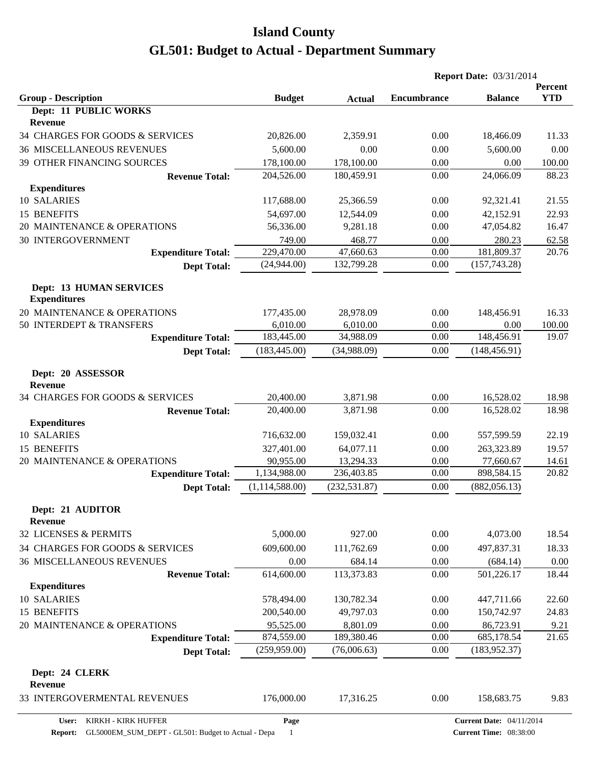# Island County

# GL501: Budget to Actual - Department Summary

**Report Date:** 03/31/2014

| Group - Description | Budget | Actual | Encumbrance | Balance | Percent YTD |
|---|---|---|---|---|---|
| **Dept: 11 PUBLIC WORKS** | | | | | |
| **Revenue** | | | | | |
| 34 CHARGES FOR GOODS & SERVICES | 20,826.00 | 2,359.91 | 0.00 | 18,466.09 | 11.33 |
| 36 MISCELLANEOUS REVENUES | 5,600.00 | 0.00 | 0.00 | 5,600.00 | 0.00 |
| 39 OTHER FINANCING SOURCES | 178,100.00 | 178,100.00 | 0.00 | 0.00 | 100.00 |
| **Revenue Total:** | 204,526.00 | 180,459.91 | 0.00 | 24,066.09 | 88.23 |
| **Expenditures** | | | | | |
| 10 SALARIES | 117,688.00 | 25,366.59 | 0.00 | 92,321.41 | 21.55 |
| 15 BENEFITS | 54,697.00 | 12,544.09 | 0.00 | 42,152.91 | 22.93 |
| 20 MAINTENANCE & OPERATIONS | 56,336.00 | 9,281.18 | 0.00 | 47,054.82 | 16.47 |
| 30 INTERGOVERNMENT | 749.00 | 468.77 | 0.00 | 280.23 | 62.58 |
| **Expenditure Total:** | 229,470.00 | 47,660.63 | 0.00 | 181,809.37 | 20.76 |
| **Dept Total:** | (24,944.00) | 132,799.28 | 0.00 | (157,743.28) | |
| **Dept: 13 HUMAN SERVICES** | | | | | |
| **Expenditures** | | | | | |
| 20 MAINTENANCE & OPERATIONS | 177,435.00 | 28,978.09 | 0.00 | 148,456.91 | 16.33 |
| 50 INTERDEPT & TRANSFERS | 6,010.00 | 6,010.00 | 0.00 | 0.00 | 100.00 |
| **Expenditure Total:** | 183,445.00 | 34,988.09 | 0.00 | 148,456.91 | 19.07 |
| **Dept Total:** | (183,445.00) | (34,988.09) | 0.00 | (148,456.91) | |
| **Dept: 20 ASSESSOR** | | | | | |
| **Revenue** | | | | | |
| 34 CHARGES FOR GOODS & SERVICES | 20,400.00 | 3,871.98 | 0.00 | 16,528.02 | 18.98 |
| **Revenue Total:** | 20,400.00 | 3,871.98 | 0.00 | 16,528.02 | 18.98 |
| **Expenditures** | | | | | |
| 10 SALARIES | 716,632.00 | 159,032.41 | 0.00 | 557,599.59 | 22.19 |
| 15 BENEFITS | 327,401.00 | 64,077.11 | 0.00 | 263,323.89 | 19.57 |
| 20 MAINTENANCE & OPERATIONS | 90,955.00 | 13,294.33 | 0.00 | 77,660.67 | 14.61 |
| **Expenditure Total:** | 1,134,988.00 | 236,403.85 | 0.00 | 898,584.15 | 20.82 |
| **Dept Total:** | (1,114,588.00) | (232,531.87) | 0.00 | (882,056.13) | |
| **Dept: 21 AUDITOR** | | | | | |
| **Revenue** | | | | | |
| 32 LICENSES & PERMITS | 5,000.00 | 927.00 | 0.00 | 4,073.00 | 18.54 |
| 34 CHARGES FOR GOODS & SERVICES | 609,600.00 | 111,762.69 | 0.00 | 497,837.31 | 18.33 |
| 36 MISCELLANEOUS REVENUES | 0.00 | 684.14 | 0.00 | (684.14) | 0.00 |
| **Revenue Total:** | 614,600.00 | 113,373.83 | 0.00 | 501,226.17 | 18.44 |
| **Expenditures** | | | | | |
| 10 SALARIES | 578,494.00 | 130,782.34 | 0.00 | 447,711.66 | 22.60 |
| 15 BENEFITS | 200,540.00 | 49,797.03 | 0.00 | 150,742.97 | 24.83 |
| 20 MAINTENANCE & OPERATIONS | 95,525.00 | 8,801.09 | 0.00 | 86,723.91 | 9.21 |
| **Expenditure Total:** | 874,559.00 | 189,380.46 | 0.00 | 685,178.54 | 21.65 |
| **Dept Total:** | (259,959.00) | (76,006.63) | 0.00 | (183,952.37) | |
| **Dept: 24 CLERK** | | | | | |
| **Revenue** | | | | | |
| 33 INTERGOVERMENTAL REVENUES | 176,000.00 | 17,316.25 | 0.00 | 158,683.75 | 9.83 |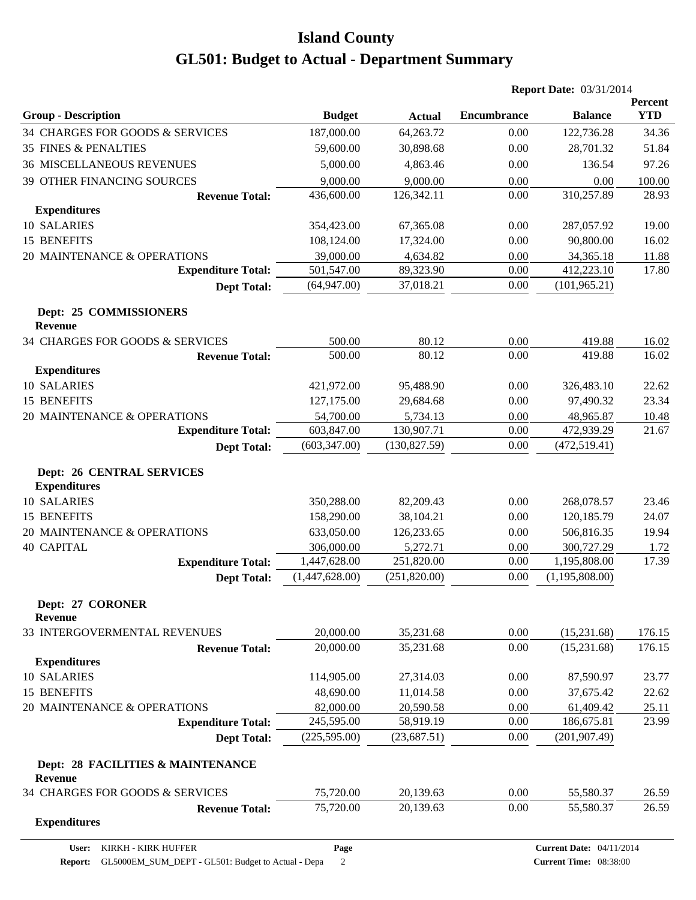# Island County

# GL501: Budget to Actual - Department Summary

**Report Date:** 03/31/2014

| Group - Description | Budget | Actual | Encumbrance | Balance | Percent YTD |
|---|---|---|---|---|---|
| 34 CHARGES FOR GOODS & SERVICES | 187,000.00 | 64,263.72 | 0.00 | 122,736.28 | 34.36 |
| 35 FINES & PENALTIES | 59,600.00 | 30,898.68 | 0.00 | 28,701.32 | 51.84 |
| 36 MISCELLANEOUS REVENUES | 5,000.00 | 4,863.46 | 0.00 | 136.54 | 97.26 |
| 39 OTHER FINANCING SOURCES | 9,000.00 | 9,000.00 | 0.00 | 0.00 | 100.00 |
| **Revenue Total:** | 436,600.00 | 126,342.11 | 0.00 | 310,257.89 | 28.93 |
| **Expenditures** | | | | | |
| 10 SALARIES | 354,423.00 | 67,365.08 | 0.00 | 287,057.92 | 19.00 |
| 15 BENEFITS | 108,124.00 | 17,324.00 | 0.00 | 90,800.00 | 16.02 |
| 20 MAINTENANCE & OPERATIONS | 39,000.00 | 4,634.82 | 0.00 | 34,365.18 | 11.88 |
| **Expenditure Total:** | 501,547.00 | 89,323.90 | 0.00 | 412,223.10 | 17.80 |
| **Dept Total:** | (64,947.00) | 37,018.21 | 0.00 | (101,965.21) | |
| **Dept: 25 COMMISSIONERS** | | | | | |
| **Revenue** | | | | | |
| 34 CHARGES FOR GOODS & SERVICES | 500.00 | 80.12 | 0.00 | 419.88 | 16.02 |
| **Revenue Total:** | 500.00 | 80.12 | 0.00 | 419.88 | 16.02 |
| **Expenditures** | | | | | |
| 10 SALARIES | 421,972.00 | 95,488.90 | 0.00 | 326,483.10 | 22.62 |
| 15 BENEFITS | 127,175.00 | 29,684.68 | 0.00 | 97,490.32 | 23.34 |
| 20 MAINTENANCE & OPERATIONS | 54,700.00 | 5,734.13 | 0.00 | 48,965.87 | 10.48 |
| **Expenditure Total:** | 603,847.00 | 130,907.71 | 0.00 | 472,939.29 | 21.67 |
| **Dept Total:** | (603,347.00) | (130,827.59) | 0.00 | (472,519.41) | |
| **Dept: 26 CENTRAL SERVICES** | | | | | |
| **Expenditures** | | | | | |
| 10 SALARIES | 350,288.00 | 82,209.43 | 0.00 | 268,078.57 | 23.46 |
| 15 BENEFITS | 158,290.00 | 38,104.21 | 0.00 | 120,185.79 | 24.07 |
| 20 MAINTENANCE & OPERATIONS | 633,050.00 | 126,233.65 | 0.00 | 506,816.35 | 19.94 |
| 40 CAPITAL | 306,000.00 | 5,272.71 | 0.00 | 300,727.29 | 1.72 |
| **Expenditure Total:** | 1,447,628.00 | 251,820.00 | 0.00 | 1,195,808.00 | 17.39 |
| **Dept Total:** | (1,447,628.00) | (251,820.00) | 0.00 | (1,195,808.00) | |
| **Dept: 27 CORONER** | | | | | |
| **Revenue** | | | | | |
| 33 INTERGOVERMENTAL REVENUES | 20,000.00 | 35,231.68 | 0.00 | (15,231.68) | 176.15 |
| **Revenue Total:** | 20,000.00 | 35,231.68 | 0.00 | (15,231.68) | 176.15 |
| **Expenditures** | | | | | |
| 10 SALARIES | 114,905.00 | 27,314.03 | 0.00 | 87,590.97 | 23.77 |
| 15 BENEFITS | 48,690.00 | 11,014.58 | 0.00 | 37,675.42 | 22.62 |
| 20 MAINTENANCE & OPERATIONS | 82,000.00 | 20,590.58 | 0.00 | 61,409.42 | 25.11 |
| **Expenditure Total:** | 245,595.00 | 58,919.19 | 0.00 | 186,675.81 | 23.99 |
| **Dept Total:** | (225,595.00) | (23,687.51) | 0.00 | (201,907.49) | |
| **Dept: 28 FACILITIES & MAINTENANCE** | | | | | |
| **Revenue** | | | | | |
| 34 CHARGES FOR GOODS & SERVICES | 75,720.00 | 20,139.63 | 0.00 | 55,580.37 | 26.59 |
| **Revenue Total:** | 75,720.00 | 20,139.63 | 0.00 | 55,580.37 | 26.59 |
| **Expenditures** | | | | | |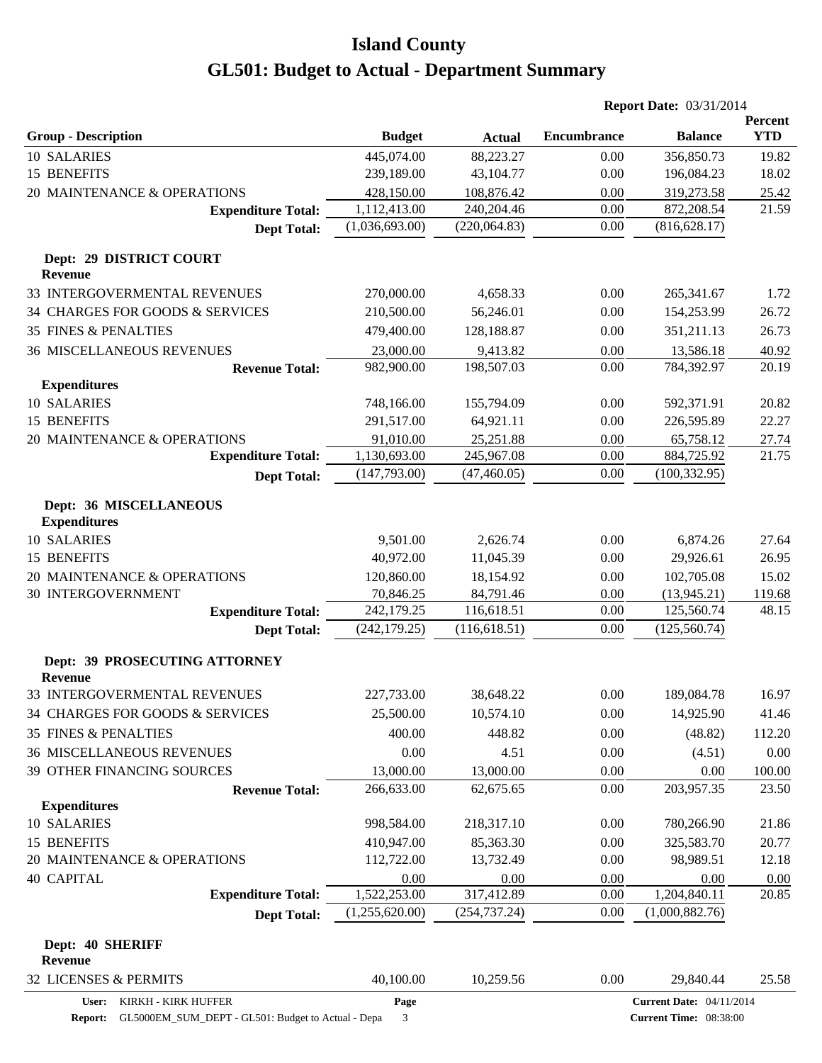# Island County

# GL501: Budget to Actual - Department Summary

**Report Date:** 03/31/2014

| Group - Description | Budget | Actual | Encumbrance | Balance | Percent YTD |
|---|---|---|---|---|---|
| 10 SALARIES | 445,074.00 | 88,223.27 | 0.00 | 356,850.73 | 19.82 |
| 15 BENEFITS | 239,189.00 | 43,104.77 | 0.00 | 196,084.23 | 18.02 |
| 20 MAINTENANCE & OPERATIONS | 428,150.00 | 108,876.42 | 0.00 | 319,273.58 | 25.42 |
| **Expenditure Total:** | 1,112,413.00 | 240,204.46 | 0.00 | 872,208.54 | 21.59 |
| **Dept Total:** | (1,036,693.00) | (220,064.83) | 0.00 | (816,628.17) | |
| **Dept: 29 DISTRICT COURT** | | | | | |
| **Revenue** | | | | | |
| 33 INTERGOVERMENTAL REVENUES | 270,000.00 | 4,658.33 | 0.00 | 265,341.67 | 1.72 |
| 34 CHARGES FOR GOODS & SERVICES | 210,500.00 | 56,246.01 | 0.00 | 154,253.99 | 26.72 |
| 35 FINES & PENALTIES | 479,400.00 | 128,188.87 | 0.00 | 351,211.13 | 26.73 |
| 36 MISCELLANEOUS REVENUES | 23,000.00 | 9,413.82 | 0.00 | 13,586.18 | 40.92 |
| **Revenue Total:** | 982,900.00 | 198,507.03 | 0.00 | 784,392.97 | 20.19 |
| **Expenditures** | | | | | |
| 10 SALARIES | 748,166.00 | 155,794.09 | 0.00 | 592,371.91 | 20.82 |
| 15 BENEFITS | 291,517.00 | 64,921.11 | 0.00 | 226,595.89 | 22.27 |
| 20 MAINTENANCE & OPERATIONS | 91,010.00 | 25,251.88 | 0.00 | 65,758.12 | 27.74 |
| **Expenditure Total:** | 1,130,693.00 | 245,967.08 | 0.00 | 884,725.92 | 21.75 |
| **Dept Total:** | (147,793.00) | (47,460.05) | 0.00 | (100,332.95) | |
| **Dept: 36 MISCELLANEOUS** | | | | | |
| **Expenditures** | | | | | |
| 10 SALARIES | 9,501.00 | 2,626.74 | 0.00 | 6,874.26 | 27.64 |
| 15 BENEFITS | 40,972.00 | 11,045.39 | 0.00 | 29,926.61 | 26.95 |
| 20 MAINTENANCE & OPERATIONS | 120,860.00 | 18,154.92 | 0.00 | 102,705.08 | 15.02 |
| 30 INTERGOVERNMENT | 70,846.25 | 84,791.46 | 0.00 | (13,945.21) | 119.68 |
| **Expenditure Total:** | 242,179.25 | 116,618.51 | 0.00 | 125,560.74 | 48.15 |
| **Dept Total:** | (242,179.25) | (116,618.51) | 0.00 | (125,560.74) | |
| **Dept: 39 PROSECUTING ATTORNEY** | | | | | |
| **Revenue** | | | | | |
| 33 INTERGOVERMENTAL REVENUES | 227,733.00 | 38,648.22 | 0.00 | 189,084.78 | 16.97 |
| 34 CHARGES FOR GOODS & SERVICES | 25,500.00 | 10,574.10 | 0.00 | 14,925.90 | 41.46 |
| 35 FINES & PENALTIES | 400.00 | 448.82 | 0.00 | (48.82) | 112.20 |
| 36 MISCELLANEOUS REVENUES | 0.00 | 4.51 | 0.00 | (4.51) | 0.00 |
| 39 OTHER FINANCING SOURCES | 13,000.00 | 13,000.00 | 0.00 | 0.00 | 100.00 |
| **Revenue Total:** | 266,633.00 | 62,675.65 | 0.00 | 203,957.35 | 23.50 |
| **Expenditures** | | | | | |
| 10 SALARIES | 998,584.00 | 218,317.10 | 0.00 | 780,266.90 | 21.86 |
| 15 BENEFITS | 410,947.00 | 85,363.30 | 0.00 | 325,583.70 | 20.77 |
| 20 MAINTENANCE & OPERATIONS | 112,722.00 | 13,732.49 | 0.00 | 98,989.51 | 12.18 |
| 40 CAPITAL | 0.00 | 0.00 | 0.00 | 0.00 | 0.00 |
| **Expenditure Total:** | 1,522,253.00 | 317,412.89 | 0.00 | 1,204,840.11 | 20.85 |
| **Dept Total:** | (1,255,620.00) | (254,737.24) | 0.00 | (1,000,882.76) | |
| **Dept: 40 SHERIFF** | | | | | |
| **Revenue** | | | | | |
| 32 LICENSES & PERMITS | 40,100.00 | 10,259.56 | 0.00 | 29,840.44 | 25.58 |

User: KIRKH - KIRK HUFFER
Report: GL5000EM_SUM_DEPT - GL501: Budget to Actual - Depa
Current Date: 04/11/2014
Current Time: 08:38:00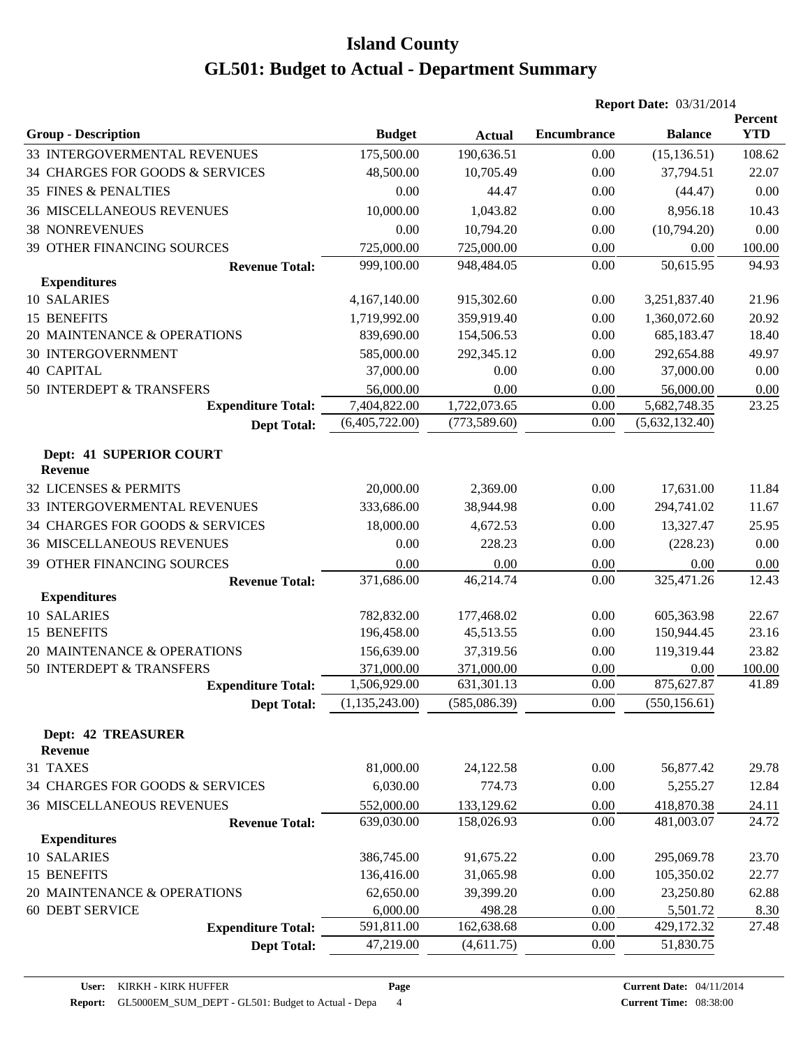# Island County
# GL501: Budget to Actual - Department Summary

**Report Date:** 03/31/2014

| Group - Description | Budget | Actual | Encumbrance | Balance | Percent YTD |
|---|---|---|---|---|---|
| 33 INTERGOVERMENTAL REVENUES | 175,500.00 | 190,636.51 | 0.00 | (15,136.51) | 108.62 |
| 34 CHARGES FOR GOODS & SERVICES | 48,500.00 | 10,705.49 | 0.00 | 37,794.51 | 22.07 |
| 35 FINES & PENALTIES | 0.00 | 44.47 | 0.00 | (44.47) | 0.00 |
| 36 MISCELLANEOUS REVENUES | 10,000.00 | 1,043.82 | 0.00 | 8,956.18 | 10.43 |
| 38 NONREVENUES | 0.00 | 10,794.20 | 0.00 | (10,794.20) | 0.00 |
| 39 OTHER FINANCING SOURCES | 725,000.00 | 725,000.00 | 0.00 | 0.00 | 100.00 |
| **Revenue Total:** | 999,100.00 | 948,484.05 | 0.00 | 50,615.95 | 94.93 |
| **Expenditures** | | | | | |
| 10 SALARIES | 4,167,140.00 | 915,302.60 | 0.00 | 3,251,837.40 | 21.96 |
| 15 BENEFITS | 1,719,992.00 | 359,919.40 | 0.00 | 1,360,072.60 | 20.92 |
| 20 MAINTENANCE & OPERATIONS | 839,690.00 | 154,506.53 | 0.00 | 685,183.47 | 18.40 |
| 30 INTERGOVERNMENT | 585,000.00 | 292,345.12 | 0.00 | 292,654.88 | 49.97 |
| 40 CAPITAL | 37,000.00 | 0.00 | 0.00 | 37,000.00 | 0.00 |
| 50 INTERDEPT & TRANSFERS | 56,000.00 | 0.00 | 0.00 | 56,000.00 | 0.00 |
| **Expenditure Total:** | 7,404,822.00 | 1,722,073.65 | 0.00 | 5,682,748.35 | 23.25 |
| **Dept Total:** | (6,405,722.00) | (773,589.60) | 0.00 | (5,632,132.40) | |
| **Dept: 41 SUPERIOR COURT** | | | | | |
| **Revenue** | | | | | |
| 32 LICENSES & PERMITS | 20,000.00 | 2,369.00 | 0.00 | 17,631.00 | 11.84 |
| 33 INTERGOVERMENTAL REVENUES | 333,686.00 | 38,944.98 | 0.00 | 294,741.02 | 11.67 |
| 34 CHARGES FOR GOODS & SERVICES | 18,000.00 | 4,672.53 | 0.00 | 13,327.47 | 25.95 |
| 36 MISCELLANEOUS REVENUES | 0.00 | 228.23 | 0.00 | (228.23) | 0.00 |
| 39 OTHER FINANCING SOURCES | 0.00 | 0.00 | 0.00 | 0.00 | 0.00 |
| **Revenue Total:** | 371,686.00 | 46,214.74 | 0.00 | 325,471.26 | 12.43 |
| **Expenditures** | | | | | |
| 10 SALARIES | 782,832.00 | 177,468.02 | 0.00 | 605,363.98 | 22.67 |
| 15 BENEFITS | 196,458.00 | 45,513.55 | 0.00 | 150,944.45 | 23.16 |
| 20 MAINTENANCE & OPERATIONS | 156,639.00 | 37,319.56 | 0.00 | 119,319.44 | 23.82 |
| 50 INTERDEPT & TRANSFERS | 371,000.00 | 371,000.00 | 0.00 | 0.00 | 100.00 |
| **Expenditure Total:** | 1,506,929.00 | 631,301.13 | 0.00 | 875,627.87 | 41.89 |
| **Dept Total:** | (1,135,243.00) | (585,086.39) | 0.00 | (550,156.61) | |
| **Dept: 42 TREASURER** | | | | | |
| **Revenue** | | | | | |
| 31 TAXES | 81,000.00 | 24,122.58 | 0.00 | 56,877.42 | 29.78 |
| 34 CHARGES FOR GOODS & SERVICES | 6,030.00 | 774.73 | 0.00 | 5,255.27 | 12.84 |
| 36 MISCELLANEOUS REVENUES | 552,000.00 | 133,129.62 | 0.00 | 418,870.38 | 24.11 |
| **Revenue Total:** | 639,030.00 | 158,026.93 | 0.00 | 481,003.07 | 24.72 |
| **Expenditures** | | | | | |
| 10 SALARIES | 386,745.00 | 91,675.22 | 0.00 | 295,069.78 | 23.70 |
| 15 BENEFITS | 136,416.00 | 31,065.98 | 0.00 | 105,350.02 | 22.77 |
| 20 MAINTENANCE & OPERATIONS | 62,650.00 | 39,399.20 | 0.00 | 23,250.80 | 62.88 |
| 60 DEBT SERVICE | 6,000.00 | 498.28 | 0.00 | 5,501.72 | 8.30 |
| **Expenditure Total:** | 591,811.00 | 162,638.68 | 0.00 | 429,172.32 | 27.48 |
| **Dept Total:** | 47,219.00 | (4,611.75) | 0.00 | 51,830.75 | |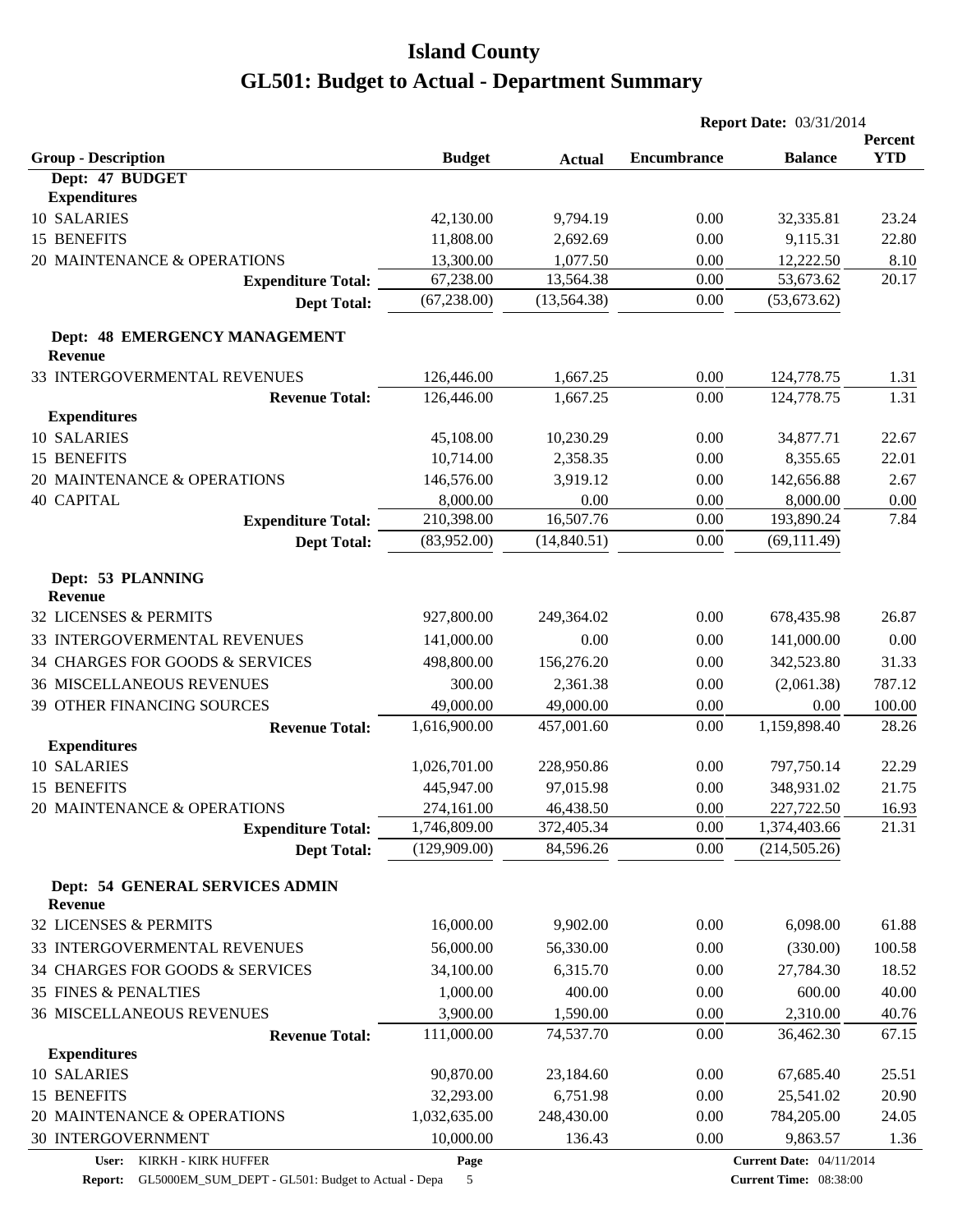# Island County

# GL501: Budget to Actual - Department Summary

Report Date: 03/31/2014

| Group - Description | Budget | Actual | Encumbrance | Balance | Percent YTD |
|---|---|---|---|---|---|
| **Dept: 47 BUDGET** | | | | | |
| **Expenditures** | | | | | |
| 10 SALARIES | 42,130.00 | 9,794.19 | 0.00 | 32,335.81 | 23.24 |
| 15 BENEFITS | 11,808.00 | 2,692.69 | 0.00 | 9,115.31 | 22.80 |
| 20 MAINTENANCE & OPERATIONS | 13,300.00 | 1,077.50 | 0.00 | 12,222.50 | 8.10 |
| **Expenditure Total:** | 67,238.00 | 13,564.38 | 0.00 | 53,673.62 | 20.17 |
| **Dept Total:** | (67,238.00) | (13,564.38) | 0.00 | (53,673.62) | |
| **Dept: 48 EMERGENCY MANAGEMENT** | | | | | |
| **Revenue** | | | | | |
| 33 INTERGOVERMENTAL REVENUES | 126,446.00 | 1,667.25 | 0.00 | 124,778.75 | 1.31 |
| **Revenue Total:** | 126,446.00 | 1,667.25 | 0.00 | 124,778.75 | 1.31 |
| **Expenditures** | | | | | |
| 10 SALARIES | 45,108.00 | 10,230.29 | 0.00 | 34,877.71 | 22.67 |
| 15 BENEFITS | 10,714.00 | 2,358.35 | 0.00 | 8,355.65 | 22.01 |
| 20 MAINTENANCE & OPERATIONS | 146,576.00 | 3,919.12 | 0.00 | 142,656.88 | 2.67 |
| 40 CAPITAL | 8,000.00 | 0.00 | 0.00 | 8,000.00 | 0.00 |
| **Expenditure Total:** | 210,398.00 | 16,507.76 | 0.00 | 193,890.24 | 7.84 |
| **Dept Total:** | (83,952.00) | (14,840.51) | 0.00 | (69,111.49) | |
| **Dept: 53 PLANNING** | | | | | |
| **Revenue** | | | | | |
| 32 LICENSES & PERMITS | 927,800.00 | 249,364.02 | 0.00 | 678,435.98 | 26.87 |
| 33 INTERGOVERMENTAL REVENUES | 141,000.00 | 0.00 | 0.00 | 141,000.00 | 0.00 |
| 34 CHARGES FOR GOODS & SERVICES | 498,800.00 | 156,276.20 | 0.00 | 342,523.80 | 31.33 |
| 36 MISCELLANEOUS REVENUES | 300.00 | 2,361.38 | 0.00 | (2,061.38) | 787.12 |
| 39 OTHER FINANCING SOURCES | 49,000.00 | 49,000.00 | 0.00 | 0.00 | 100.00 |
| **Revenue Total:** | 1,616,900.00 | 457,001.60 | 0.00 | 1,159,898.40 | 28.26 |
| **Expenditures** | | | | | |
| 10 SALARIES | 1,026,701.00 | 228,950.86 | 0.00 | 797,750.14 | 22.29 |
| 15 BENEFITS | 445,947.00 | 97,015.98 | 0.00 | 348,931.02 | 21.75 |
| 20 MAINTENANCE & OPERATIONS | 274,161.00 | 46,438.50 | 0.00 | 227,722.50 | 16.93 |
| **Expenditure Total:** | 1,746,809.00 | 372,405.34 | 0.00 | 1,374,403.66 | 21.31 |
| **Dept Total:** | (129,909.00) | 84,596.26 | 0.00 | (214,505.26) | |
| **Dept: 54 GENERAL SERVICES ADMIN** | | | | | |
| **Revenue** | | | | | |
| 32 LICENSES & PERMITS | 16,000.00 | 9,902.00 | 0.00 | 6,098.00 | 61.88 |
| 33 INTERGOVERMENTAL REVENUES | 56,000.00 | 56,330.00 | 0.00 | (330.00) | 100.58 |
| 34 CHARGES FOR GOODS & SERVICES | 34,100.00 | 6,315.70 | 0.00 | 27,784.30 | 18.52 |
| 35 FINES & PENALTIES | 1,000.00 | 400.00 | 0.00 | 600.00 | 40.00 |
| 36 MISCELLANEOUS REVENUES | 3,900.00 | 1,590.00 | 0.00 | 2,310.00 | 40.76 |
| **Revenue Total:** | 111,000.00 | 74,537.70 | 0.00 | 36,462.30 | 67.15 |
| **Expenditures** | | | | | |
| 10 SALARIES | 90,870.00 | 23,184.60 | 0.00 | 67,685.40 | 25.51 |
| 15 BENEFITS | 32,293.00 | 6,751.98 | 0.00 | 25,541.02 | 20.90 |
| 20 MAINTENANCE & OPERATIONS | 1,032,635.00 | 248,430.00 | 0.00 | 784,205.00 | 24.05 |
| 30 INTERGOVERNMENT | 10,000.00 | 136.43 | 0.00 | 9,863.57 | 1.36 |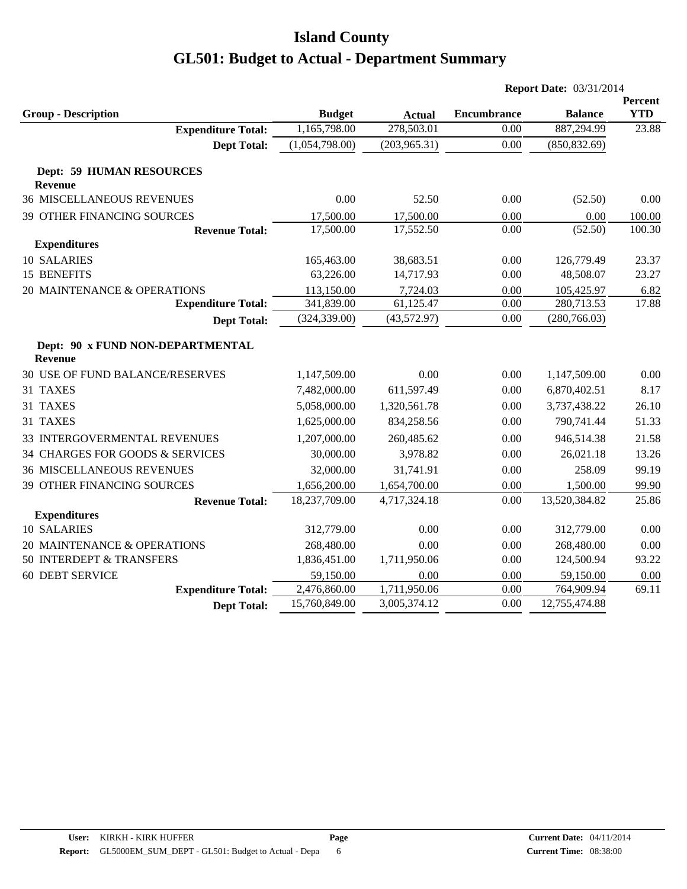# Island County

# GL501: Budget to Actual - Department Summary

**Report Date:** 03/31/2014

| Group - Description | Budget | Actual | Encumbrance | Balance | Percent YTD |
|---|---|---|---|---|---|
| **Expenditure Total:** | 1,165,798.00 | 278,503.01 | 0.00 | 887,294.99 | 23.88 |
| **Dept Total:** | (1,054,798.00) | (203,965.31) | 0.00 | (850,832.69) | |
| **Dept: 59 HUMAN RESOURCES** | | | | | |
| **Revenue** | | | | | |
| 36 MISCELLANEOUS REVENUES | 0.00 | 52.50 | 0.00 | (52.50) | 0.00 |
| 39 OTHER FINANCING SOURCES | 17,500.00 | 17,500.00 | 0.00 | 0.00 | 100.00 |
| **Revenue Total:** | 17,500.00 | 17,552.50 | 0.00 | (52.50) | 100.30 |
| **Expenditures** | | | | | |
| 10 SALARIES | 165,463.00 | 38,683.51 | 0.00 | 126,779.49 | 23.37 |
| 15 BENEFITS | 63,226.00 | 14,717.93 | 0.00 | 48,508.07 | 23.27 |
| 20 MAINTENANCE & OPERATIONS | 113,150.00 | 7,724.03 | 0.00 | 105,425.97 | 6.82 |
| **Expenditure Total:** | 341,839.00 | 61,125.47 | 0.00 | 280,713.53 | 17.88 |
| **Dept Total:** | (324,339.00) | (43,572.97) | 0.00 | (280,766.03) | |
| **Dept: 90 x FUND NON-DEPARTMENTAL** | | | | | |
| **Revenue** | | | | | |
| 30 USE OF FUND BALANCE/RESERVES | 1,147,509.00 | 0.00 | 0.00 | 1,147,509.00 | 0.00 |
| 31 TAXES | 7,482,000.00 | 611,597.49 | 0.00 | 6,870,402.51 | 8.17 |
| 31 TAXES | 5,058,000.00 | 1,320,561.78 | 0.00 | 3,737,438.22 | 26.10 |
| 31 TAXES | 1,625,000.00 | 834,258.56 | 0.00 | 790,741.44 | 51.33 |
| 33 INTERGOVERMENTAL REVENUES | 1,207,000.00 | 260,485.62 | 0.00 | 946,514.38 | 21.58 |
| 34 CHARGES FOR GOODS & SERVICES | 30,000.00 | 3,978.82 | 0.00 | 26,021.18 | 13.26 |
| 36 MISCELLANEOUS REVENUES | 32,000.00 | 31,741.91 | 0.00 | 258.09 | 99.19 |
| 39 OTHER FINANCING SOURCES | 1,656,200.00 | 1,654,700.00 | 0.00 | 1,500.00 | 99.90 |
| **Revenue Total:** | 18,237,709.00 | 4,717,324.18 | 0.00 | 13,520,384.82 | 25.86 |
| **Expenditures** | | | | | |
| 10 SALARIES | 312,779.00 | 0.00 | 0.00 | 312,779.00 | 0.00 |
| 20 MAINTENANCE & OPERATIONS | 268,480.00 | 0.00 | 0.00 | 268,480.00 | 0.00 |
| 50 INTERDEPT & TRANSFERS | 1,836,451.00 | 1,711,950.06 | 0.00 | 124,500.94 | 93.22 |
| 60 DEBT SERVICE | 59,150.00 | 0.00 | 0.00 | 59,150.00 | 0.00 |
| **Expenditure Total:** | 2,476,860.00 | 1,711,950.06 | 0.00 | 764,909.94 | 69.11 |
| **Dept Total:** | 15,760,849.00 | 3,005,374.12 | 0.00 | 12,755,474.88 | |